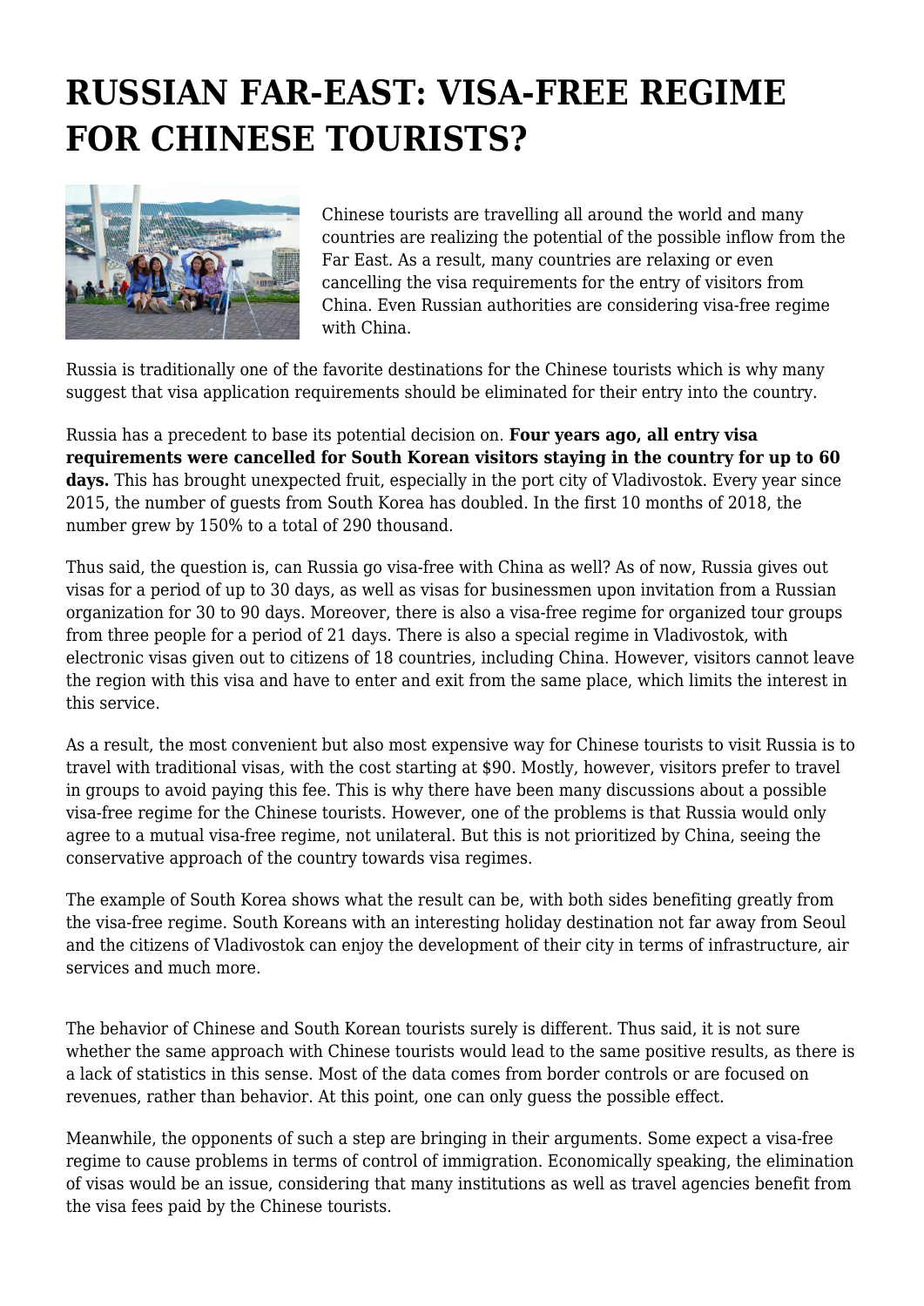# RUSSIAN FAR-EAST: VISA-FREE REGIME FOR CHINESE TOURISTS?

Chinese tourists are travelling all around the world and many countries are realizing the potential of the possible inflow from the Far East. As a result, many countries are relaxing or even cancelling the visa requirements for the entry of visitors from China. Even Russian authorities are considering visa-free regime with China.

Russia is traditionally one of the favorite destinations for the Chinese tourists which is why many suggest that visa application requirements should be eliminated for their entry into the country.

Russia has a precedent to base its potential decision on. **Four years ago, all entry visa requirements were cancelled for South Korean visitors staying in the country for up to 60 days.** This has brought unexpected fruit, especially in the port city of Vladivostok. Every year since 2015, the number of guests from South Korea has doubled. In the first 10 months of 2018, the number grew by 150% to a total of 290 thousand.

Thus said, the question is, can Russia go visa-free with China as well? As of now, Russia gives out visas for a period of up to 30 days, as well as visas for businessmen upon invitation from a Russian organization for 30 to 90 days. Moreover, there is also a visa-free regime for organized tour groups from three people for a period of 21 days. There is also a special regime in Vladivostok, with electronic visas given out to citizens of 18 countries, including China. However, visitors cannot leave the region with this visa and have to enter and exit from the same place, which limits the interest in this service.

As a result, the most convenient but also most expensive way for Chinese tourists to visit Russia is to travel with traditional visas, with the cost starting at $90. Mostly, however, visitors prefer to travel in groups to avoid paying this fee. This is why there have been many discussions about a possible visa-free regime for the Chinese tourists. However, one of the problems is that Russia would only agree to a mutual visa-free regime, not unilateral. But this is not prioritized by China, seeing the conservative approach of the country towards visa regimes.

The example of South Korea shows what the result can be, with both sides benefiting greatly from the visa-free regime. South Koreans with an interesting holiday destination not far away from Seoul and the citizens of Vladivostok can enjoy the development of their city in terms of infrastructure, air services and much more.

The behavior of Chinese and South Korean tourists surely is different. Thus said, it is not sure whether the same approach with Chinese tourists would lead to the same positive results, as there is a lack of statistics in this sense. Most of the data comes from border controls or are focused on revenues, rather than behavior. At this point, one can only guess the possible effect.

Meanwhile, the opponents of such a step are bringing in their arguments. Some expect a visa-free regime to cause problems in terms of control of immigration. Economically speaking, the elimination of visas would be an issue, considering that many institutions as well as travel agencies benefit from the visa fees paid by the Chinese tourists.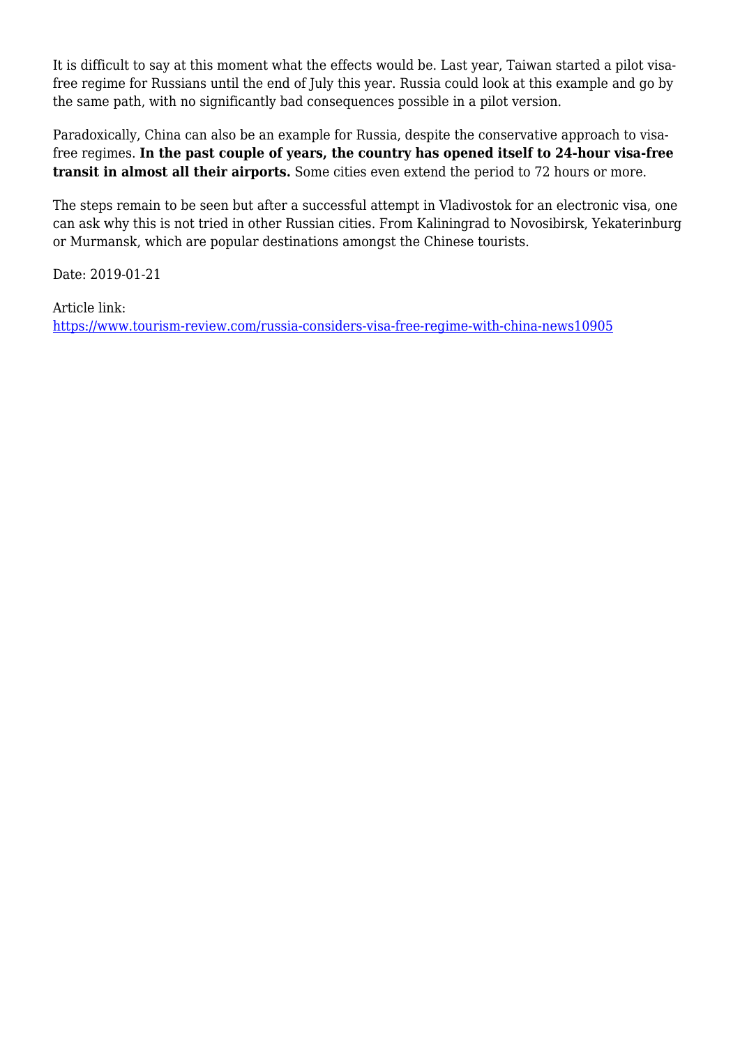It is difficult to say at this moment what the effects would be. Last year, Taiwan started a pilot visa-free regime for Russians until the end of July this year. Russia could look at this example and go by the same path, with no significantly bad consequences possible in a pilot version.

Paradoxically, China can also be an example for Russia, despite the conservative approach to visa-free regimes. **In the past couple of years, the country has opened itself to 24-hour visa-free transit in almost all their airports.** Some cities even extend the period to 72 hours or more.

The steps remain to be seen but after a successful attempt in Vladivostok for an electronic visa, one can ask why this is not tried in other Russian cities. From Kaliningrad to Novosibirsk, Yekaterinburg or Murmansk, which are popular destinations amongst the Chinese tourists.

Date: 2019-01-21

Article link:
https://www.tourism-review.com/russia-considers-visa-free-regime-with-china-news10905